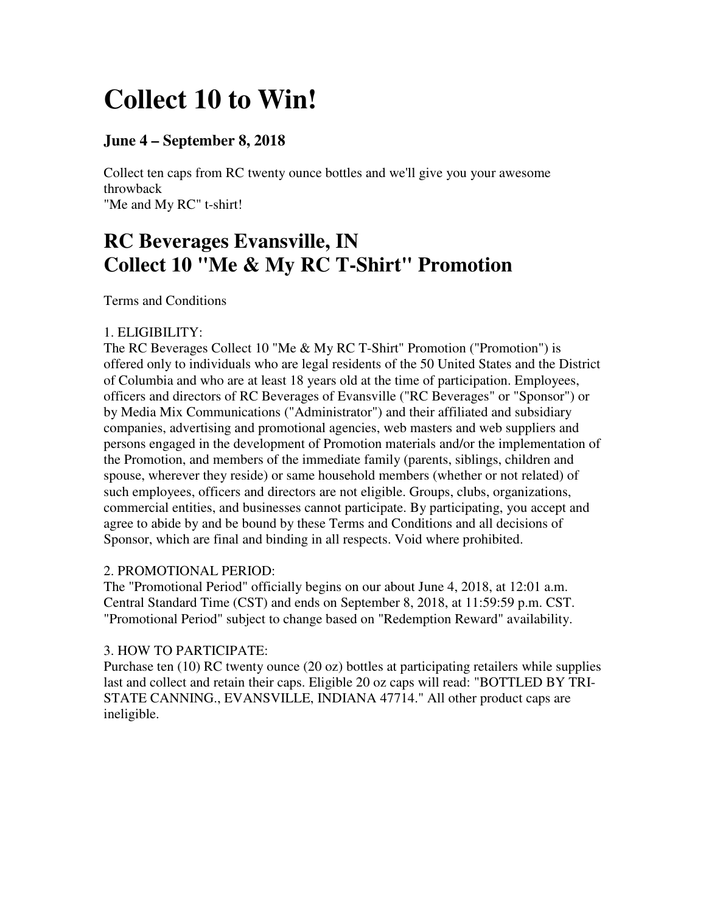# Collect 10 to Win!

### June 4 – September 8, 2018

Collect ten caps from RC twenty ounce bottles and we'll give you your awesome throwback
"Me and My RC" t-shirt!

## RC Beverages Evansville, IN
## Collect 10 "Me & My RC T-Shirt" Promotion

Terms and Conditions

1. ELIGIBILITY:
The RC Beverages Collect 10 "Me & My RC T-Shirt" Promotion ("Promotion") is offered only to individuals who are legal residents of the 50 United States and the District of Columbia and who are at least 18 years old at the time of participation. Employees, officers and directors of RC Beverages of Evansville ("RC Beverages" or "Sponsor") or by Media Mix Communications ("Administrator") and their affiliated and subsidiary companies, advertising and promotional agencies, web masters and web suppliers and persons engaged in the development of Promotion materials and/or the implementation of the Promotion, and members of the immediate family (parents, siblings, children and spouse, wherever they reside) or same household members (whether or not related) of such employees, officers and directors are not eligible. Groups, clubs, organizations, commercial entities, and businesses cannot participate. By participating, you accept and agree to abide by and be bound by these Terms and Conditions and all decisions of Sponsor, which are final and binding in all respects. Void where prohibited.

2. PROMOTIONAL PERIOD:
The "Promotional Period" officially begins on our about June 4, 2018, at 12:01 a.m. Central Standard Time (CST) and ends on September 8, 2018, at 11:59:59 p.m. CST. "Promotional Period" subject to change based on "Redemption Reward" availability.

3. HOW TO PARTICIPATE:
Purchase ten (10) RC twenty ounce (20 oz) bottles at participating retailers while supplies last and collect and retain their caps. Eligible 20 oz caps will read: "BOTTLED BY TRI-STATE CANNING., EVANSVILLE, INDIANA 47714." All other product caps are ineligible.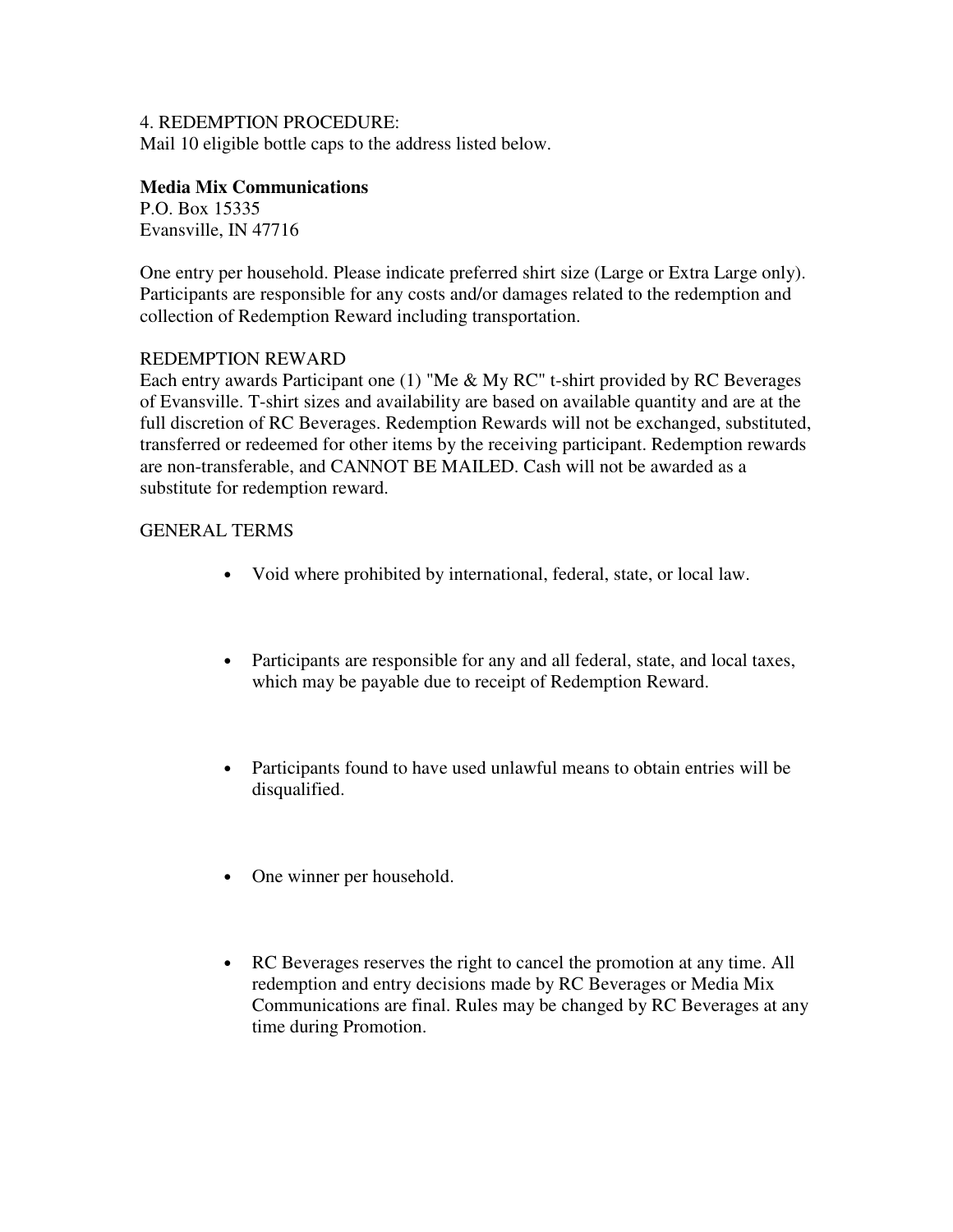4. REDEMPTION PROCEDURE:
Mail 10 eligible bottle caps to the address listed below.

**Media Mix Communications**
P.O. Box 15335
Evansville, IN 47716

One entry per household. Please indicate preferred shirt size (Large or Extra Large only). Participants are responsible for any costs and/or damages related to the redemption and collection of Redemption Reward including transportation.

REDEMPTION REWARD
Each entry awards Participant one (1) "Me & My RC" t-shirt provided by RC Beverages of Evansville. T-shirt sizes and availability are based on available quantity and are at the full discretion of RC Beverages. Redemption Rewards will not be exchanged, substituted, transferred or redeemed for other items by the receiving participant. Redemption rewards are non-transferable, and CANNOT BE MAILED. Cash will not be awarded as a substitute for redemption reward.

GENERAL TERMS

- Void where prohibited by international, federal, state, or local law.
- Participants are responsible for any and all federal, state, and local taxes, which may be payable due to receipt of Redemption Reward.
- Participants found to have used unlawful means to obtain entries will be disqualified.
- One winner per household.
- RC Beverages reserves the right to cancel the promotion at any time. All redemption and entry decisions made by RC Beverages or Media Mix Communications are final. Rules may be changed by RC Beverages at any time during Promotion.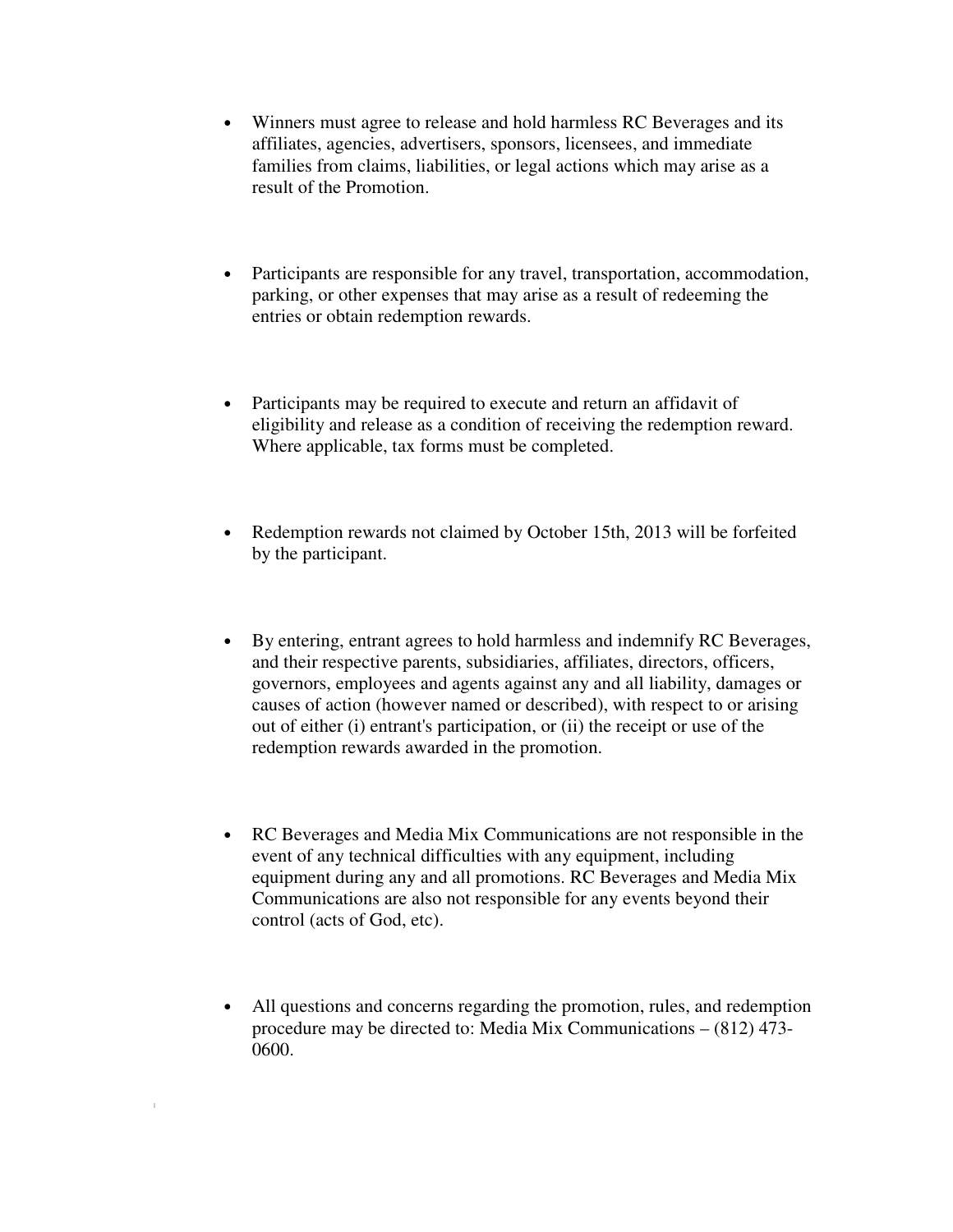- Winners must agree to release and hold harmless RC Beverages and its affiliates, agencies, advertisers, sponsors, licensees, and immediate families from claims, liabilities, or legal actions which may arise as a result of the Promotion.

- Participants are responsible for any travel, transportation, accommodation, parking, or other expenses that may arise as a result of redeeming the entries or obtain redemption rewards.

- Participants may be required to execute and return an affidavit of eligibility and release as a condition of receiving the redemption reward. Where applicable, tax forms must be completed.

- Redemption rewards not claimed by October 15th, 2013 will be forfeited by the participant.

- By entering, entrant agrees to hold harmless and indemnify RC Beverages, and their respective parents, subsidiaries, affiliates, directors, officers, governors, employees and agents against any and all liability, damages or causes of action (however named or described), with respect to or arising out of either (i) entrant's participation, or (ii) the receipt or use of the redemption rewards awarded in the promotion.

- RC Beverages and Media Mix Communications are not responsible in the event of any technical difficulties with any equipment, including equipment during any and all promotions. RC Beverages and Media Mix Communications are also not responsible for any events beyond their control (acts of God, etc).

- All questions and concerns regarding the promotion, rules, and redemption procedure may be directed to: Media Mix Communications – (812) 473-0600.